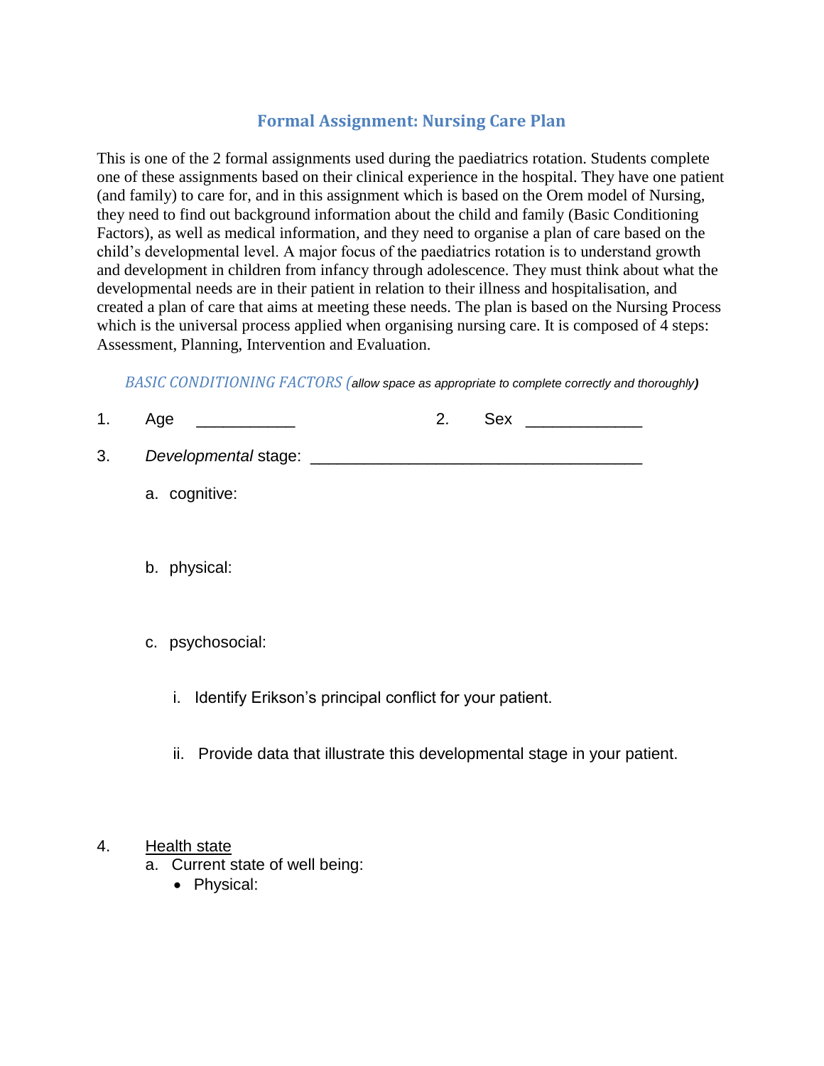# Formal Assignment: Nursing Care Plan

This is one of the 2 formal assignments used during the paediatrics rotation. Students complete one of these assignments based on their clinical experience in the hospital. They have one patient (and family) to care for, and in this assignment which is based on the Orem model of Nursing, they need to find out background information about the child and family (Basic Conditioning Factors), as well as medical information, and they need to organise a plan of care based on the child's developmental level. A major focus of the paediatrics rotation is to understand growth and development in children from infancy through adolescence. They must think about what the developmental needs are in their patient in relation to their illness and hospitalisation, and created a plan of care that aims at meeting these needs. The plan is based on the Nursing Process which is the universal process applied when organising nursing care. It is composed of 4 steps: Assessment, Planning, Intervention and Evaluation.

*BASIC CONDITIONING FACTORS (allow space as appropriate to complete correctly and thoroughly)*

1. Age ___________ 2. Sex _____________

3. *Developmental* stage: _____________________________________

   a. cognitive:

   b. physical:

   c. psychosocial:

      i. Identify Erikson's principal conflict for your patient.

      ii. Provide data that illustrate this developmental stage in your patient.

4. Health state
   a. Current state of well being:
      - Physical: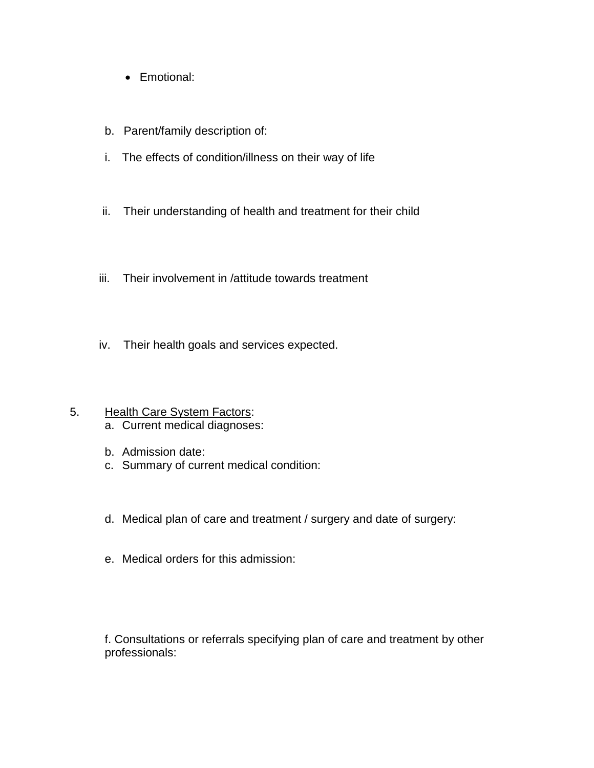- Emotional:

b. Parent/family description of:

i. The effects of condition/illness on their way of life

ii. Their understanding of health and treatment for their child

iii. Their involvement in /attitude towards treatment

iv. Their health goals and services expected.

5. Health Care System Factors:

a. Current medical diagnoses:

b. Admission date:

c. Summary of current medical condition:

d. Medical plan of care and treatment / surgery and date of surgery:

e. Medical orders for this admission:

f. Consultations or referrals specifying plan of care and treatment by other professionals: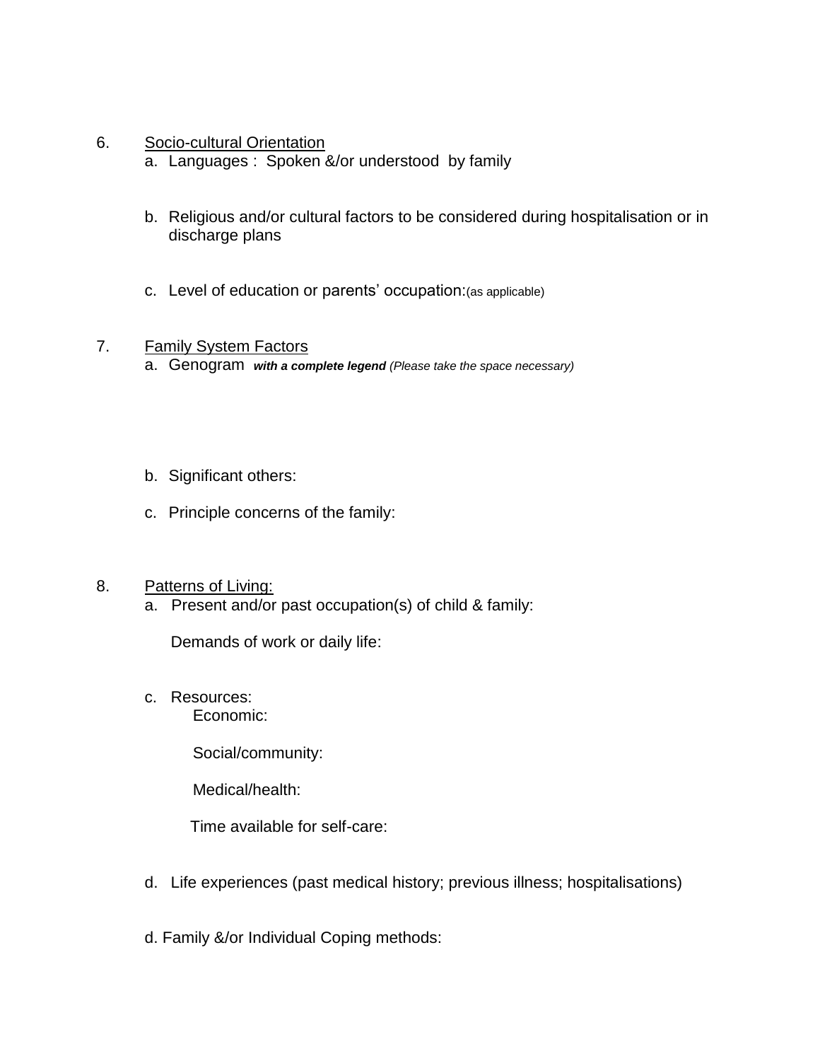6. <u>Socio-cultural Orientation</u>
   a. Languages : Spoken &/or understood by family

   b. Religious and/or cultural factors to be considered during hospitalisation or in discharge plans

   c. Level of education or parents' occupation:(as applicable)

7. <u>Family System Factors</u>
   a. Genogram ***with a complete legend*** *(Please take the space necessary)*

   b. Significant others:

   c. Principle concerns of the family:

8. <u>Patterns of Living:</u>
   a. Present and/or past occupation(s) of child & family:

      Demands of work or daily life:

   c. Resources:
      Economic:

      Social/community:

      Medical/health:

      Time available for self-care:

   d. Life experiences (past medical history; previous illness; hospitalisations)

   d. Family &/or Individual Coping methods: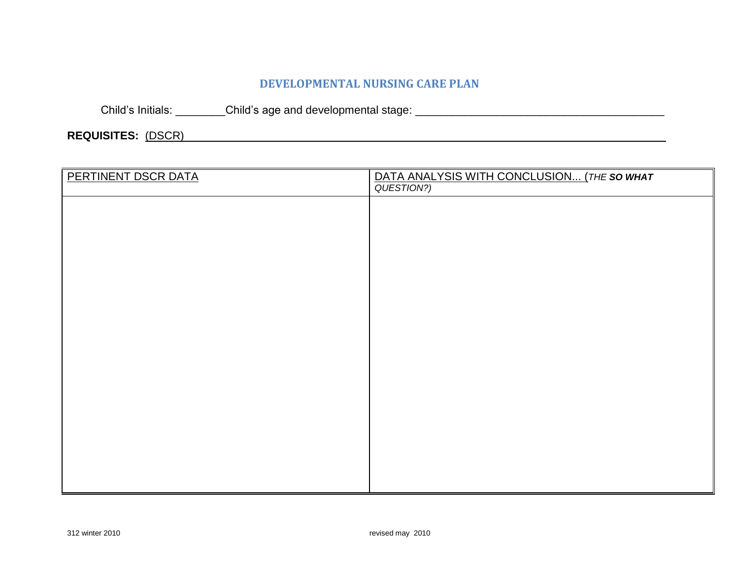## DEVELOPMENTAL NURSING CARE PLAN

Child's Initials: ________Child's age and developmental stage: ________________________________________

**REQUISITES:** (DSCR)________________________________________________________________________________

| PERTINENT DSCR DATA | DATA ANALYSIS WITH CONCLUSION... (*THE **SO WHAT** QUESTION?)* |
|---|---|
| | |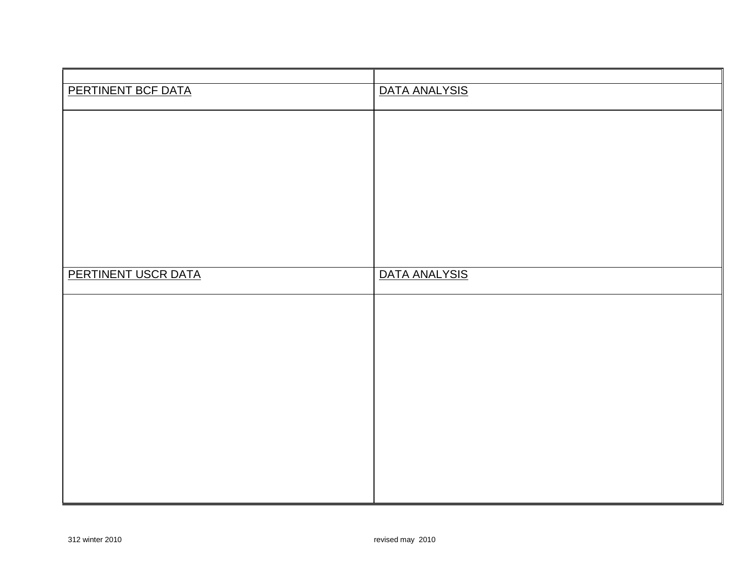| | |
|---|---|
| PERTINENT BCF DATA | DATA ANALYSIS |
| | |
| PERTINENT USCR DATA | DATA ANALYSIS |
| | |

312 winter 2010 revised may 2010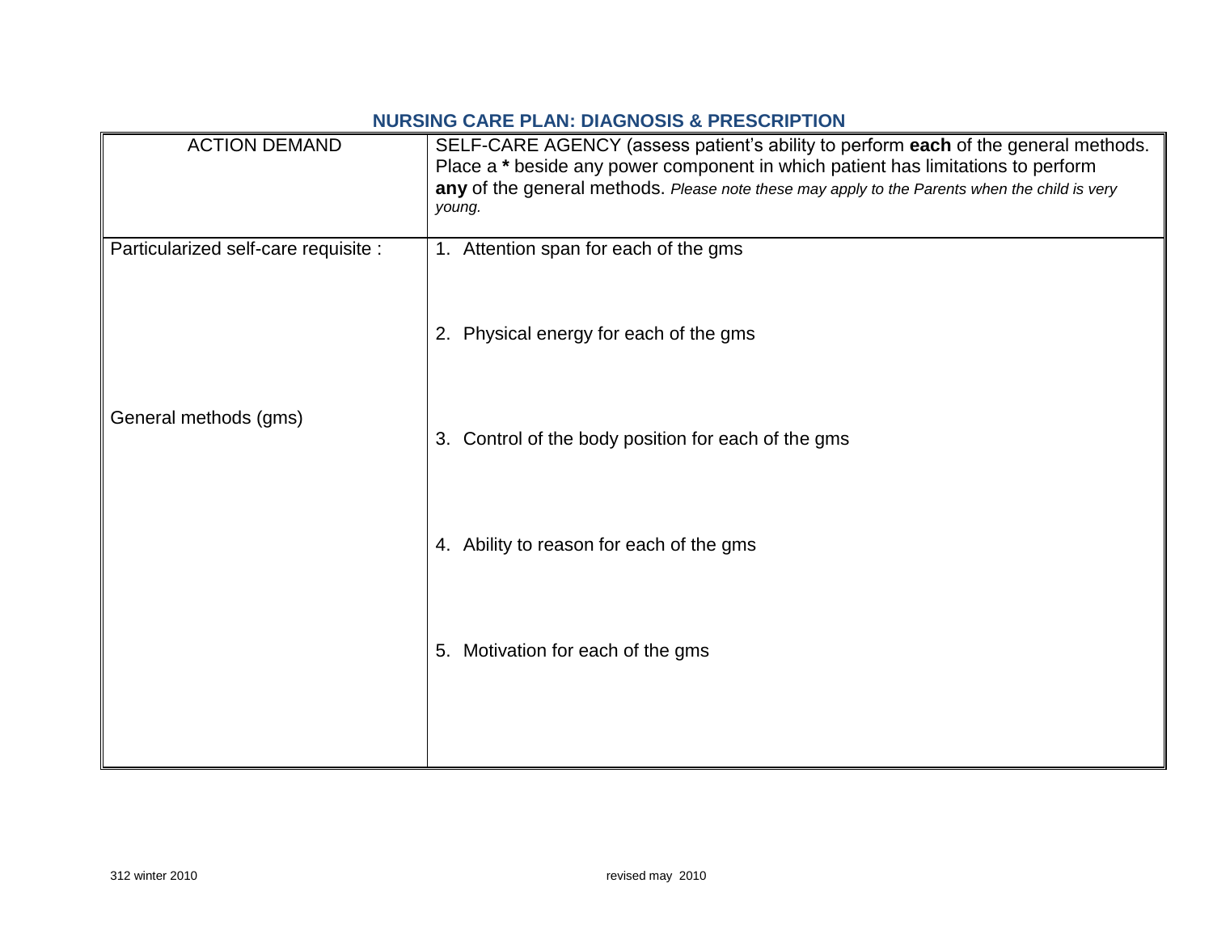## NURSING CARE PLAN: DIAGNOSIS & PRESCRIPTION

| ACTION DEMAND | SELF-CARE AGENCY (assess patient's ability to perform **each** of the general methods. Place a * beside any power component in which patient has limitations to perform **any** of the general methods. *Please note these may apply to the Parents when the child is very young.* |
|---|---|
| Particularized self-care requisite :<br><br>General methods (gms) | 1. Attention span for each of the gms<br><br>2. Physical energy for each of the gms<br><br>3. Control of the body position for each of the gms<br><br>4. Ability to reason for each of the gms<br><br>5. Motivation for each of the gms |

312 winter 2010 revised may 2010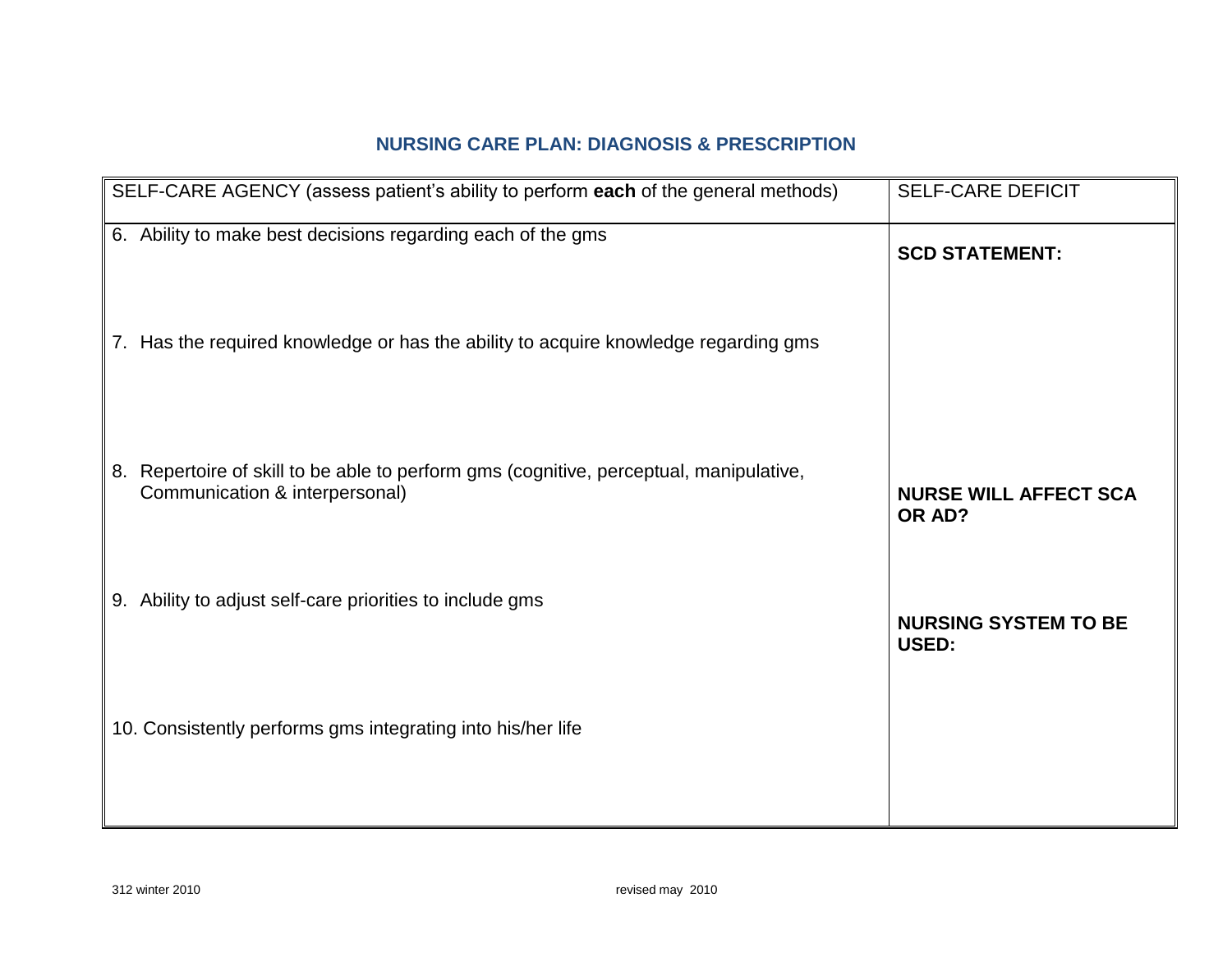## NURSING CARE PLAN: DIAGNOSIS & PRESCRIPTION

| SELF-CARE AGENCY (assess patient's ability to perform **each** of the general methods) | SELF-CARE DEFICIT |
|---|---|
| 6. Ability to make best decisions regarding each of the gms | **SCD STATEMENT:** |
| 7. Has the required knowledge or has the ability to acquire knowledge regarding gms | |
| 8. Repertoire of skill to be able to perform gms (cognitive, perceptual, manipulative, Communication & interpersonal) | **NURSE WILL AFFECT SCA OR AD?** |
| 9. Ability to adjust self-care priorities to include gms | **NURSING SYSTEM TO BE USED:** |
| 10. Consistently performs gms integrating into his/her life | |

312 winter 2010 revised may 2010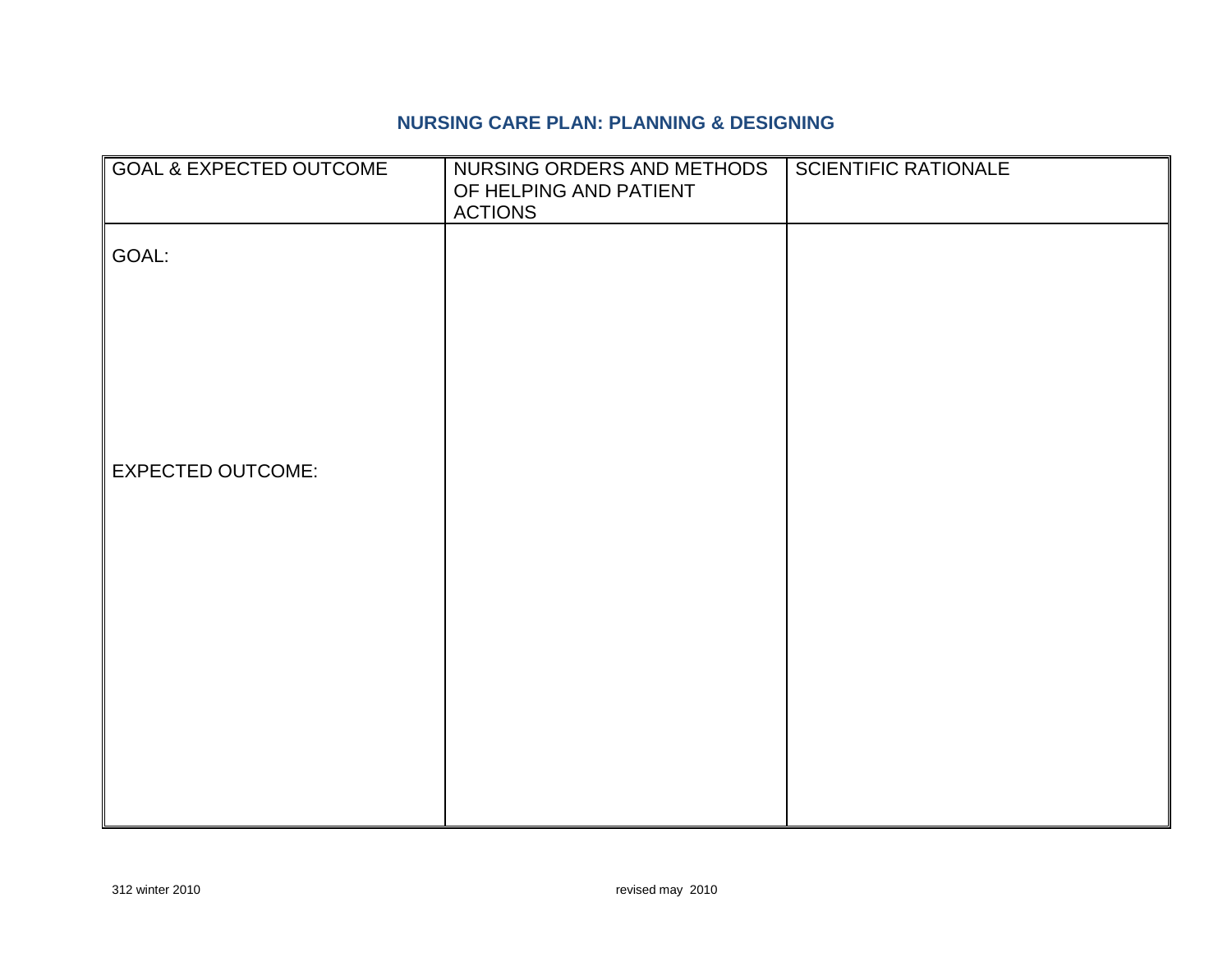## NURSING CARE PLAN: PLANNING & DESIGNING

| GOAL & EXPECTED OUTCOME | NURSING ORDERS AND METHODS OF HELPING AND PATIENT ACTIONS | SCIENTIFIC RATIONALE |
|---|---|---|
| GOAL:<br><br><br><br><br>EXPECTED OUTCOME: | | |

312 winter 2010 revised may 2010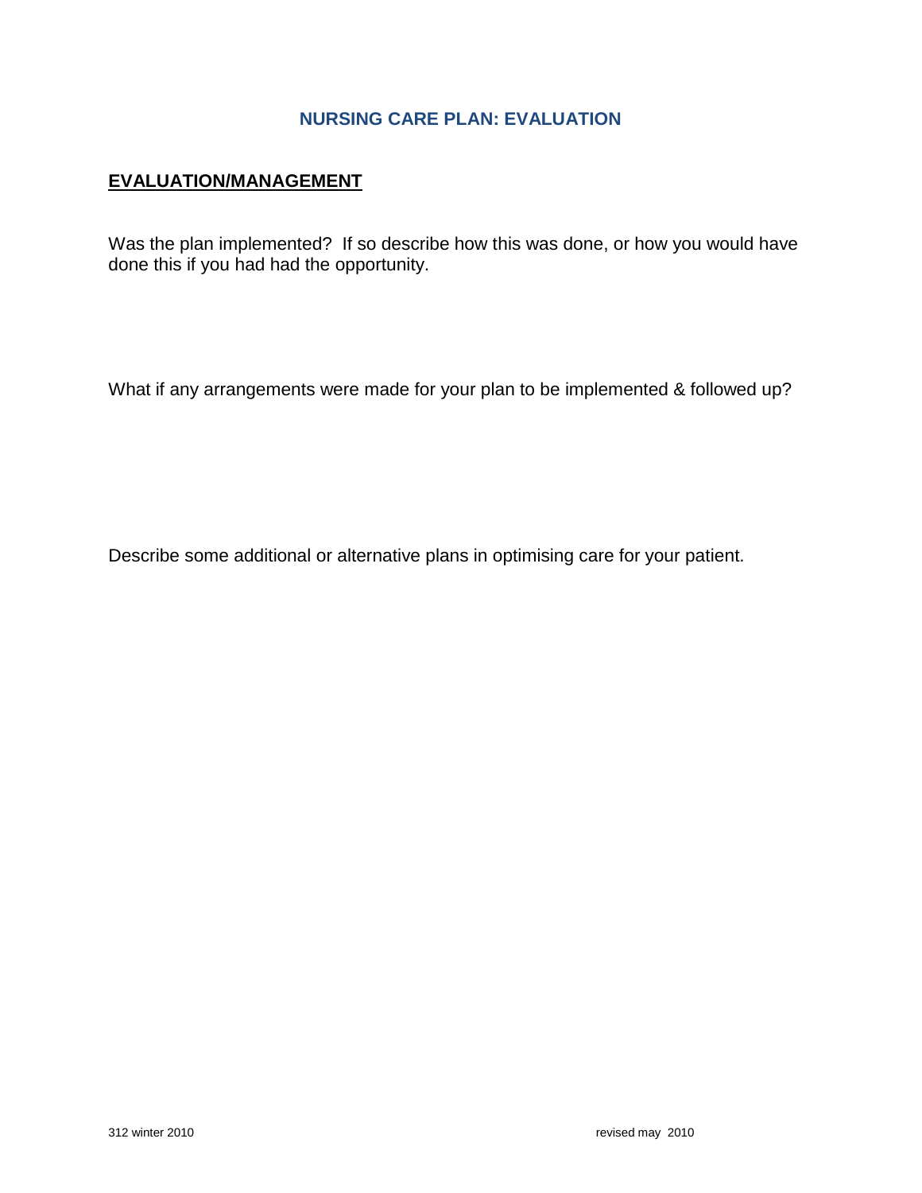# NURSING CARE PLAN: EVALUATION

## EVALUATION/MANAGEMENT

Was the plan implemented? If so describe how this was done, or how you would have done this if you had had the opportunity.

What if any arrangements were made for your plan to be implemented & followed up?

Describe some additional or alternative plans in optimising care for your patient.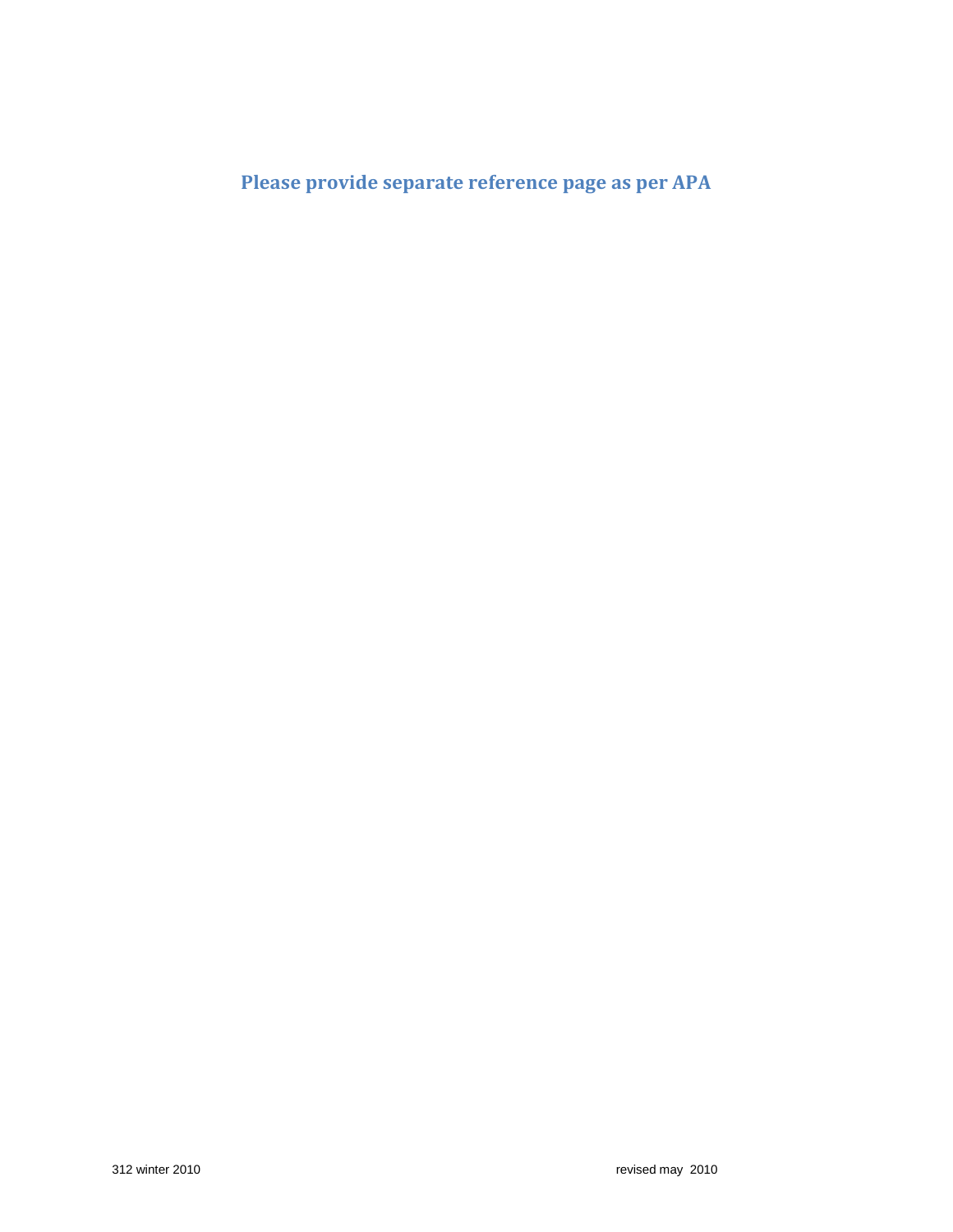**Please provide separate reference page as per APA**